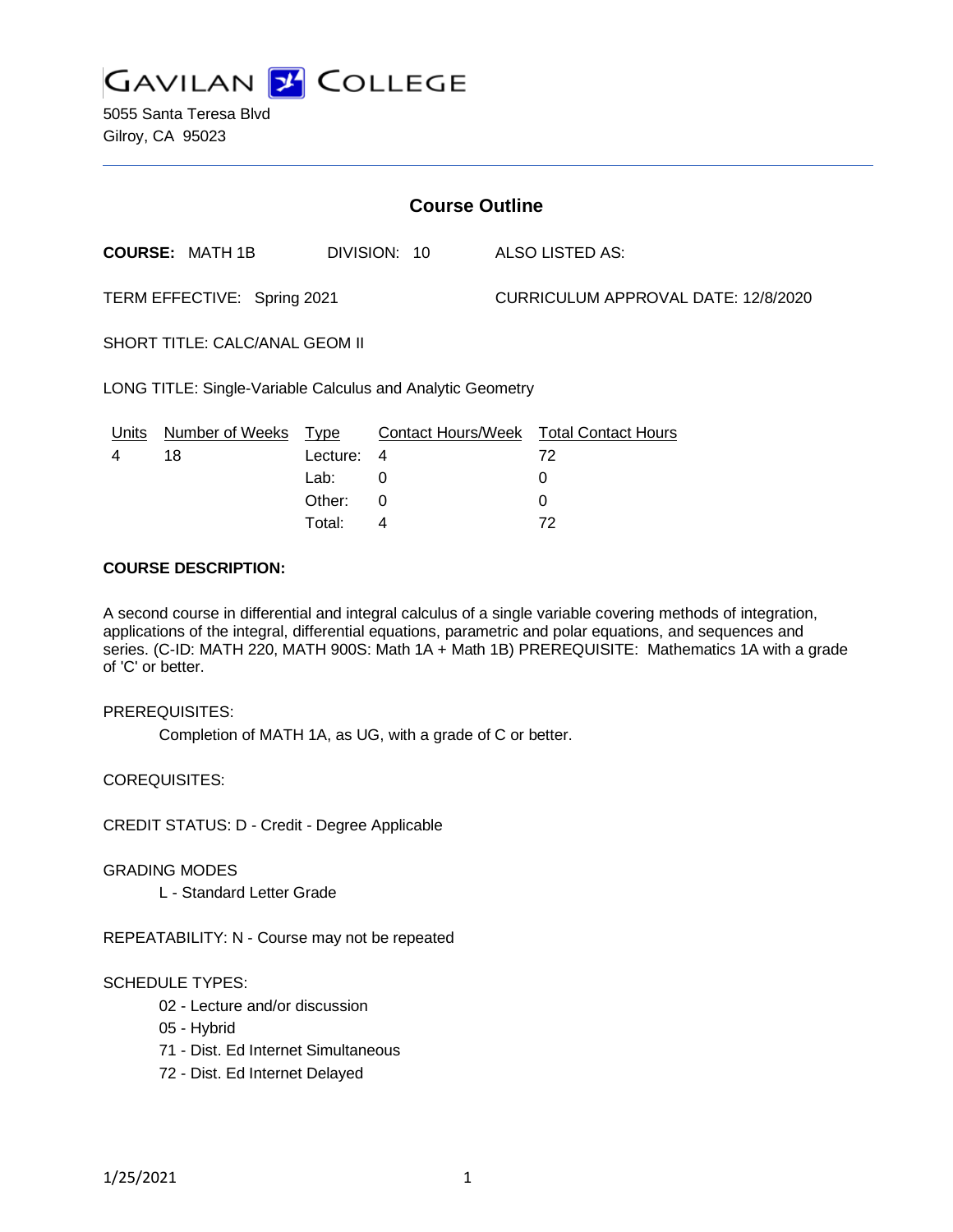# GAVILAN COLLEGE

5055 Santa Teresa Blvd
Gilroy, CA 95023

## Course Outline

**COURSE:** MATH 1B DIVISION: 10 ALSO LISTED AS:

TERM EFFECTIVE: Spring 2021 CURRICULUM APPROVAL DATE: 12/8/2020

SHORT TITLE: CALC/ANAL GEOM II

LONG TITLE: Single-Variable Calculus and Analytic Geometry

| Units | Number of Weeks | Type | Contact Hours/Week | Total Contact Hours |
|---|---|---|---|---|
| 4 | 18 | Lecture: | 4 | 72 |
| | | Lab: | 0 | 0 |
| | | Other: | 0 | 0 |
| | | Total: | 4 | 72 |

**COURSE DESCRIPTION:**

A second course in differential and integral calculus of a single variable covering methods of integration, applications of the integral, differential equations, parametric and polar equations, and sequences and series. (C-ID: MATH 220, MATH 900S: Math 1A + Math 1B) PREREQUISITE: Mathematics 1A with a grade of 'C' or better.

PREREQUISITES:

Completion of MATH 1A, as UG, with a grade of C or better.

COREQUISITES:

CREDIT STATUS: D - Credit - Degree Applicable

GRADING MODES

L - Standard Letter Grade

REPEATABILITY: N - Course may not be repeated

SCHEDULE TYPES:

- 02 - Lecture and/or discussion
- 05 - Hybrid
- 71 - Dist. Ed Internet Simultaneous
- 72 - Dist. Ed Internet Delayed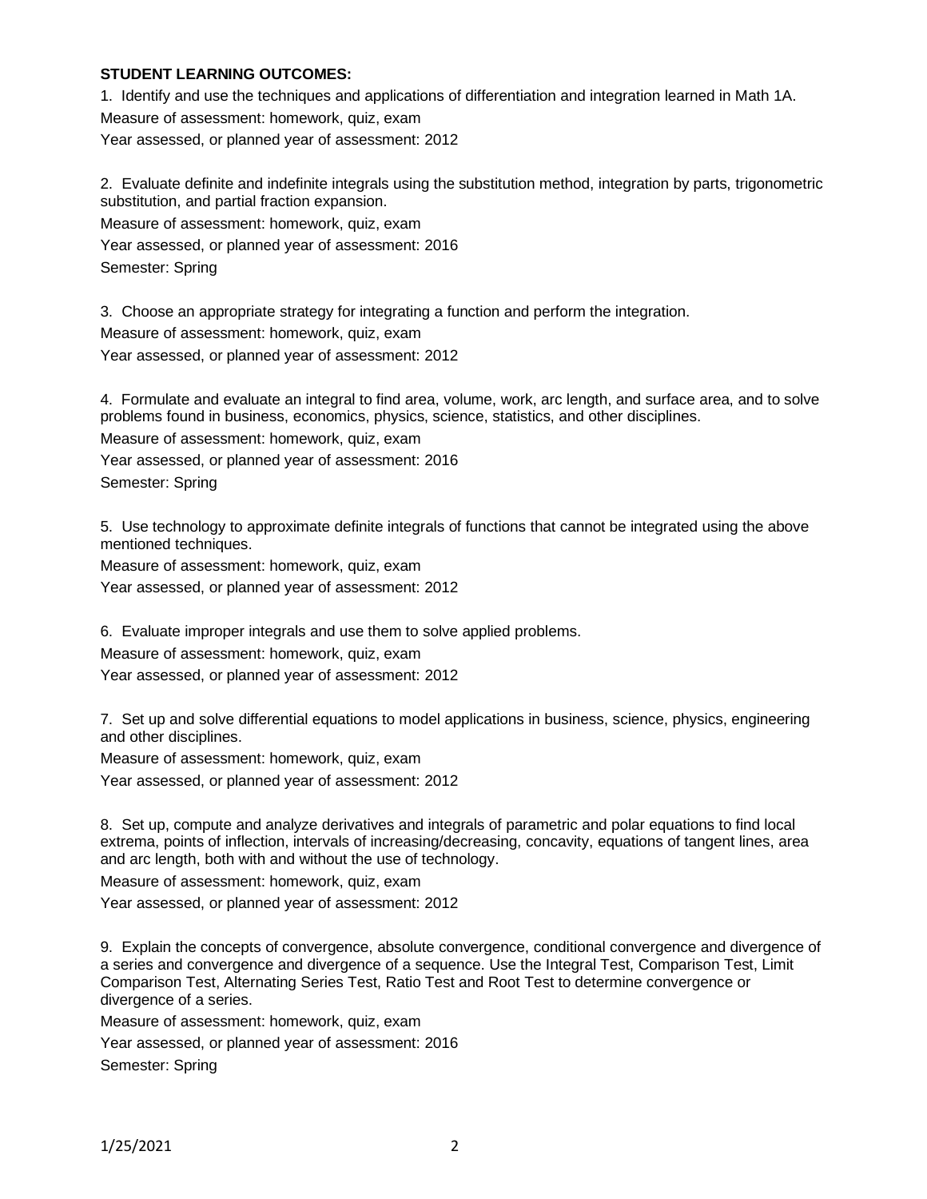**STUDENT LEARNING OUTCOMES:**

1. Identify and use the techniques and applications of differentiation and integration learned in Math 1A.
Measure of assessment: homework, quiz, exam
Year assessed, or planned year of assessment: 2012

2. Evaluate definite and indefinite integrals using the substitution method, integration by parts, trigonometric substitution, and partial fraction expansion.
Measure of assessment: homework, quiz, exam
Year assessed, or planned year of assessment: 2016
Semester: Spring

3. Choose an appropriate strategy for integrating a function and perform the integration.
Measure of assessment: homework, quiz, exam
Year assessed, or planned year of assessment: 2012

4. Formulate and evaluate an integral to find area, volume, work, arc length, and surface area, and to solve problems found in business, economics, physics, science, statistics, and other disciplines.
Measure of assessment: homework, quiz, exam
Year assessed, or planned year of assessment: 2016
Semester: Spring

5. Use technology to approximate definite integrals of functions that cannot be integrated using the above mentioned techniques.
Measure of assessment: homework, quiz, exam
Year assessed, or planned year of assessment: 2012

6. Evaluate improper integrals and use them to solve applied problems.
Measure of assessment: homework, quiz, exam
Year assessed, or planned year of assessment: 2012

7. Set up and solve differential equations to model applications in business, science, physics, engineering and other disciplines.
Measure of assessment: homework, quiz, exam
Year assessed, or planned year of assessment: 2012

8. Set up, compute and analyze derivatives and integrals of parametric and polar equations to find local extrema, points of inflection, intervals of increasing/decreasing, concavity, equations of tangent lines, area and arc length, both with and without the use of technology.
Measure of assessment: homework, quiz, exam
Year assessed, or planned year of assessment: 2012

9. Explain the concepts of convergence, absolute convergence, conditional convergence and divergence of a series and convergence and divergence of a sequence. Use the Integral Test, Comparison Test, Limit Comparison Test, Alternating Series Test, Ratio Test and Root Test to determine convergence or divergence of a series.
Measure of assessment: homework, quiz, exam
Year assessed, or planned year of assessment: 2016
Semester: Spring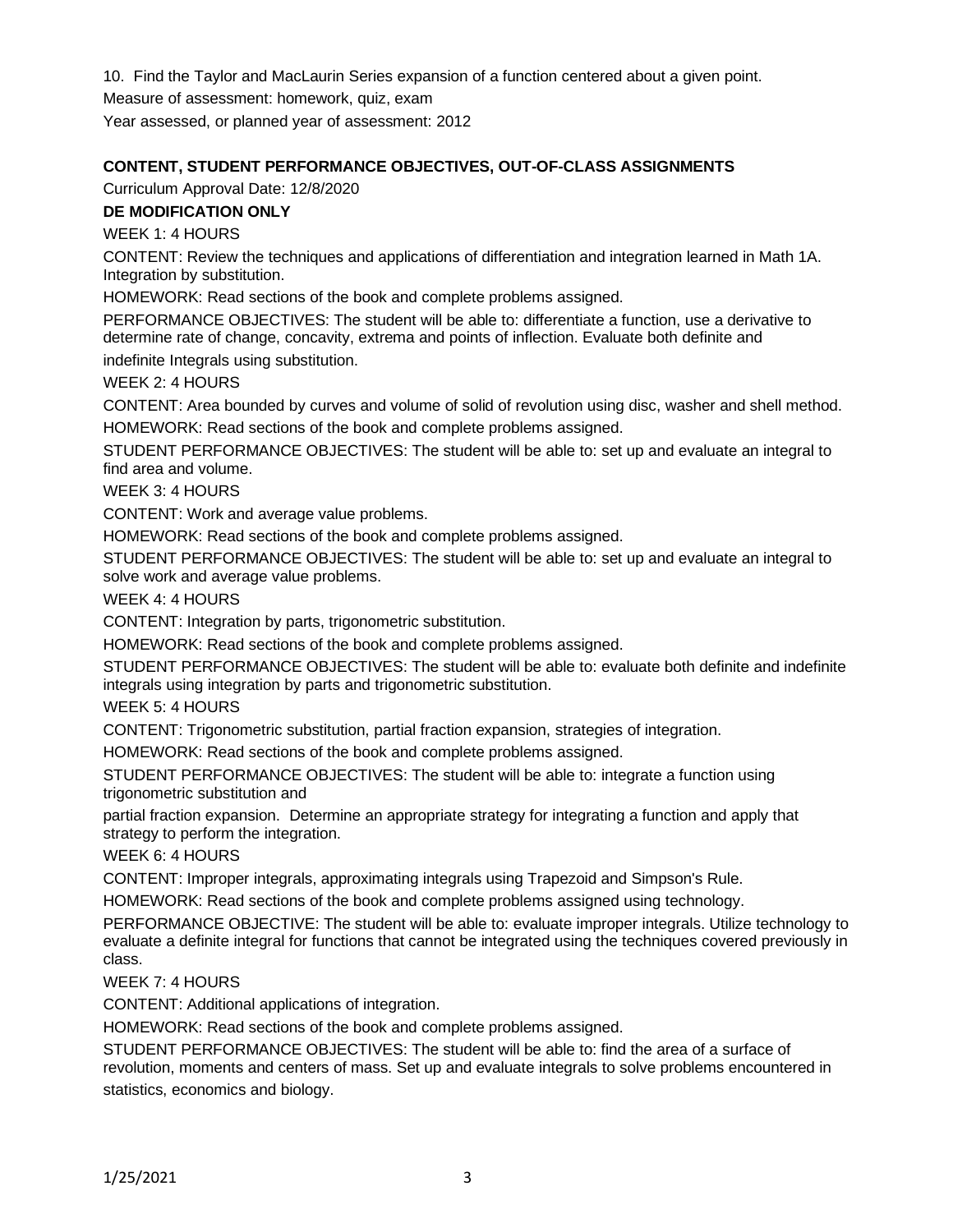10. Find the Taylor and MacLaurin Series expansion of a function centered about a given point.

Measure of assessment: homework, quiz, exam

Year assessed, or planned year of assessment: 2012

## CONTENT, STUDENT PERFORMANCE OBJECTIVES, OUT-OF-CLASS ASSIGNMENTS

Curriculum Approval Date: 12/8/2020

**DE MODIFICATION ONLY**

WEEK 1: 4 HOURS

CONTENT: Review the techniques and applications of differentiation and integration learned in Math 1A. Integration by substitution.

HOMEWORK: Read sections of the book and complete problems assigned.

PERFORMANCE OBJECTIVES: The student will be able to: differentiate a function, use a derivative to determine rate of change, concavity, extrema and points of inflection. Evaluate both definite and indefinite Integrals using substitution.

WEEK 2: 4 HOURS

CONTENT: Area bounded by curves and volume of solid of revolution using disc, washer and shell method.

HOMEWORK: Read sections of the book and complete problems assigned.

STUDENT PERFORMANCE OBJECTIVES: The student will be able to: set up and evaluate an integral to find area and volume.

WEEK 3: 4 HOURS

CONTENT: Work and average value problems.

HOMEWORK: Read sections of the book and complete problems assigned.

STUDENT PERFORMANCE OBJECTIVES: The student will be able to: set up and evaluate an integral to solve work and average value problems.

WEEK 4: 4 HOURS

CONTENT: Integration by parts, trigonometric substitution.

HOMEWORK: Read sections of the book and complete problems assigned.

STUDENT PERFORMANCE OBJECTIVES: The student will be able to: evaluate both definite and indefinite integrals using integration by parts and trigonometric substitution.

WEEK 5: 4 HOURS

CONTENT: Trigonometric substitution, partial fraction expansion, strategies of integration.

HOMEWORK: Read sections of the book and complete problems assigned.

STUDENT PERFORMANCE OBJECTIVES: The student will be able to: integrate a function using trigonometric substitution and partial fraction expansion. Determine an appropriate strategy for integrating a function and apply that strategy to perform the integration.

WEEK 6: 4 HOURS

CONTENT: Improper integrals, approximating integrals using Trapezoid and Simpson's Rule.

HOMEWORK: Read sections of the book and complete problems assigned using technology.

PERFORMANCE OBJECTIVE: The student will be able to: evaluate improper integrals. Utilize technology to evaluate a definite integral for functions that cannot be integrated using the techniques covered previously in class.

WEEK 7: 4 HOURS

CONTENT: Additional applications of integration.

HOMEWORK: Read sections of the book and complete problems assigned.

STUDENT PERFORMANCE OBJECTIVES: The student will be able to: find the area of a surface of revolution, moments and centers of mass. Set up and evaluate integrals to solve problems encountered in statistics, economics and biology.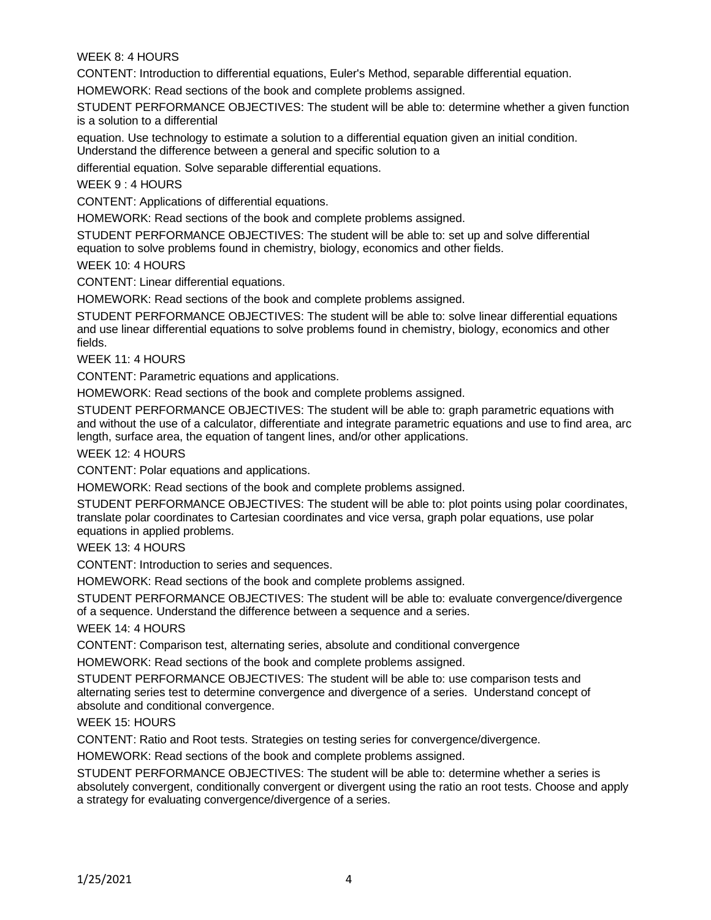WEEK 8: 4 HOURS

CONTENT: Introduction to differential equations, Euler's Method, separable differential equation.

HOMEWORK: Read sections of the book and complete problems assigned.

STUDENT PERFORMANCE OBJECTIVES: The student will be able to: determine whether a given function is a solution to a differential equation. Use technology to estimate a solution to a differential equation given an initial condition. Understand the difference between a general and specific solution to a differential equation. Solve separable differential equations.

WEEK 9 : 4 HOURS

CONTENT: Applications of differential equations.

HOMEWORK: Read sections of the book and complete problems assigned.

STUDENT PERFORMANCE OBJECTIVES: The student will be able to: set up and solve differential equation to solve problems found in chemistry, biology, economics and other fields.

WEEK 10: 4 HOURS

CONTENT: Linear differential equations.

HOMEWORK: Read sections of the book and complete problems assigned.

STUDENT PERFORMANCE OBJECTIVES: The student will be able to: solve linear differential equations and use linear differential equations to solve problems found in chemistry, biology, economics and other fields.

WEEK 11: 4 HOURS

CONTENT: Parametric equations and applications.

HOMEWORK: Read sections of the book and complete problems assigned.

STUDENT PERFORMANCE OBJECTIVES: The student will be able to: graph parametric equations with and without the use of a calculator, differentiate and integrate parametric equations and use to find area, arc length, surface area, the equation of tangent lines, and/or other applications.

WEEK 12: 4 HOURS

CONTENT: Polar equations and applications.

HOMEWORK: Read sections of the book and complete problems assigned.

STUDENT PERFORMANCE OBJECTIVES: The student will be able to: plot points using polar coordinates, translate polar coordinates to Cartesian coordinates and vice versa, graph polar equations, use polar equations in applied problems.

WEEK 13: 4 HOURS

CONTENT: Introduction to series and sequences.

HOMEWORK: Read sections of the book and complete problems assigned.

STUDENT PERFORMANCE OBJECTIVES: The student will be able to: evaluate convergence/divergence of a sequence. Understand the difference between a sequence and a series.

WEEK 14: 4 HOURS

CONTENT: Comparison test, alternating series, absolute and conditional convergence

HOMEWORK: Read sections of the book and complete problems assigned.

STUDENT PERFORMANCE OBJECTIVES: The student will be able to: use comparison tests and alternating series test to determine convergence and divergence of a series. Understand concept of absolute and conditional convergence.

WEEK 15: HOURS

CONTENT: Ratio and Root tests. Strategies on testing series for convergence/divergence.

HOMEWORK: Read sections of the book and complete problems assigned.

STUDENT PERFORMANCE OBJECTIVES: The student will be able to: determine whether a series is absolutely convergent, conditionally convergent or divergent using the ratio an root tests. Choose and apply a strategy for evaluating convergence/divergence of a series.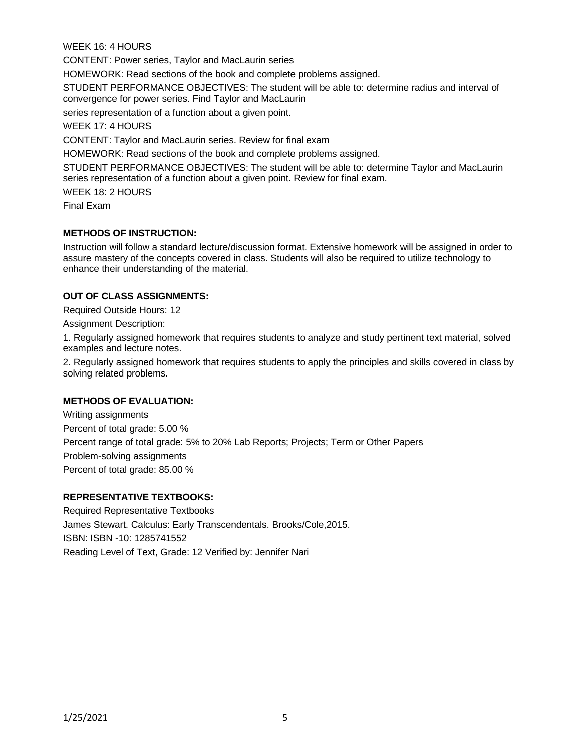WEEK 16: 4 HOURS

CONTENT: Power series, Taylor and MacLaurin series

HOMEWORK: Read sections of the book and complete problems assigned.

STUDENT PERFORMANCE OBJECTIVES: The student will be able to: determine radius and interval of convergence for power series. Find Taylor and MacLaurin series representation of a function about a given point.

WEEK 17: 4 HOURS

CONTENT: Taylor and MacLaurin series. Review for final exam

HOMEWORK: Read sections of the book and complete problems assigned.

STUDENT PERFORMANCE OBJECTIVES: The student will be able to: determine Taylor and MacLaurin series representation of a function about a given point. Review for final exam.

WEEK 18: 2 HOURS

Final Exam

**METHODS OF INSTRUCTION:**

Instruction will follow a standard lecture/discussion format. Extensive homework will be assigned in order to assure mastery of the concepts covered in class. Students will also be required to utilize technology to enhance their understanding of the material.

**OUT OF CLASS ASSIGNMENTS:**

Required Outside Hours: 12

Assignment Description:

1. Regularly assigned homework that requires students to analyze and study pertinent text material, solved examples and lecture notes.
2. Regularly assigned homework that requires students to apply the principles and skills covered in class by solving related problems.

**METHODS OF EVALUATION:**

Writing assignments

Percent of total grade: 5.00 %

Percent range of total grade: 5% to 20% Lab Reports; Projects; Term or Other Papers

Problem-solving assignments

Percent of total grade: 85.00 %

**REPRESENTATIVE TEXTBOOKS:**

Required Representative Textbooks

James Stewart. Calculus: Early Transcendentals. Brooks/Cole,2015.

ISBN: ISBN -10: 1285741552

Reading Level of Text, Grade: 12 Verified by: Jennifer Nari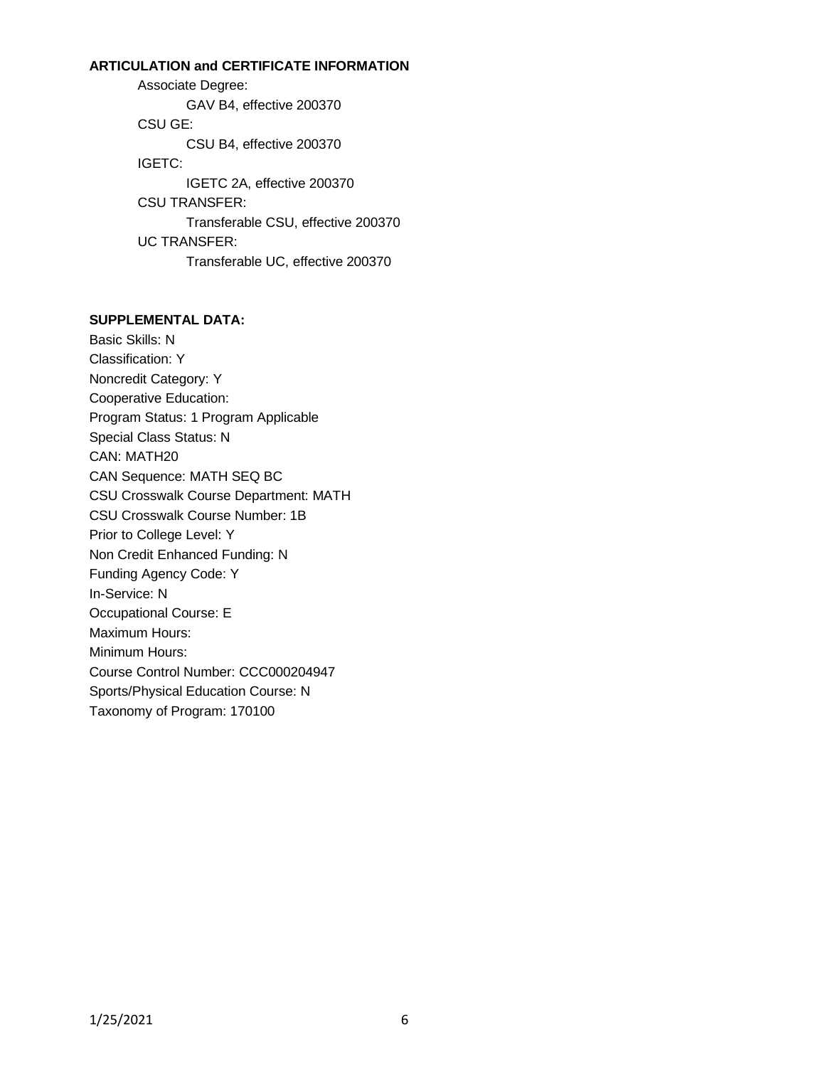**ARTICULATION and CERTIFICATE INFORMATION**

Associate Degree:

GAV B4, effective 200370

CSU GE:

CSU B4, effective 200370

IGETC:

IGETC 2A, effective 200370

CSU TRANSFER:

Transferable CSU, effective 200370

UC TRANSFER:

Transferable UC, effective 200370

**SUPPLEMENTAL DATA:**

Basic Skills: N
Classification: Y
Noncredit Category: Y
Cooperative Education:
Program Status: 1 Program Applicable
Special Class Status: N
CAN: MATH20
CAN Sequence: MATH SEQ BC
CSU Crosswalk Course Department: MATH
CSU Crosswalk Course Number: 1B
Prior to College Level: Y
Non Credit Enhanced Funding: N
Funding Agency Code: Y
In-Service: N
Occupational Course: E
Maximum Hours:
Minimum Hours:
Course Control Number: CCC000204947
Sports/Physical Education Course: N
Taxonomy of Program: 170100